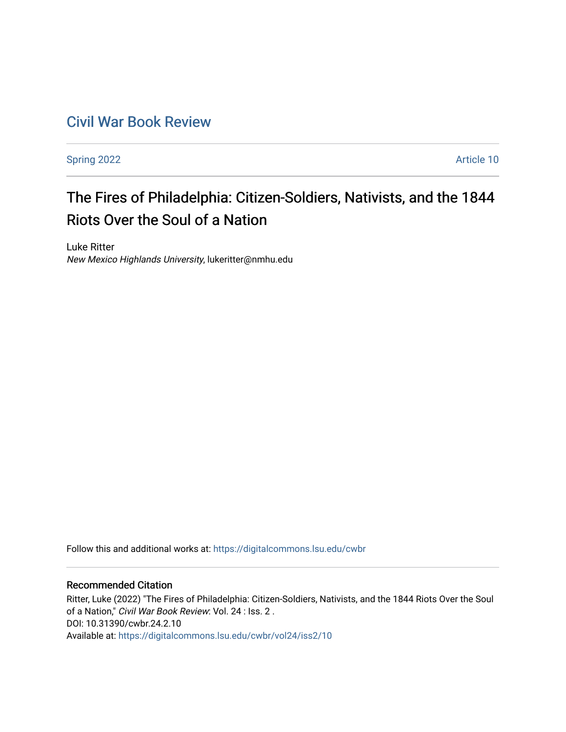# Civil War Book Review

Spring 2022 | Article 10

## The Fires of Philadelphia: Citizen-Soldiers, Nativists, and the 1844 Riots Over the Soul of a Nation

Luke Ritter
*New Mexico Highlands University*, lukeritter@nmhu.edu

Follow this and additional works at: https://digitalcommons.lsu.edu/cwbr

### Recommended Citation

Ritter, Luke (2022) "The Fires of Philadelphia: Citizen-Soldiers, Nativists, and the 1844 Riots Over the Soul of a Nation," *Civil War Book Review*: Vol. 24 : Iss. 2 .
DOI: 10.31390/cwbr.24.2.10
Available at: https://digitalcommons.lsu.edu/cwbr/vol24/iss2/10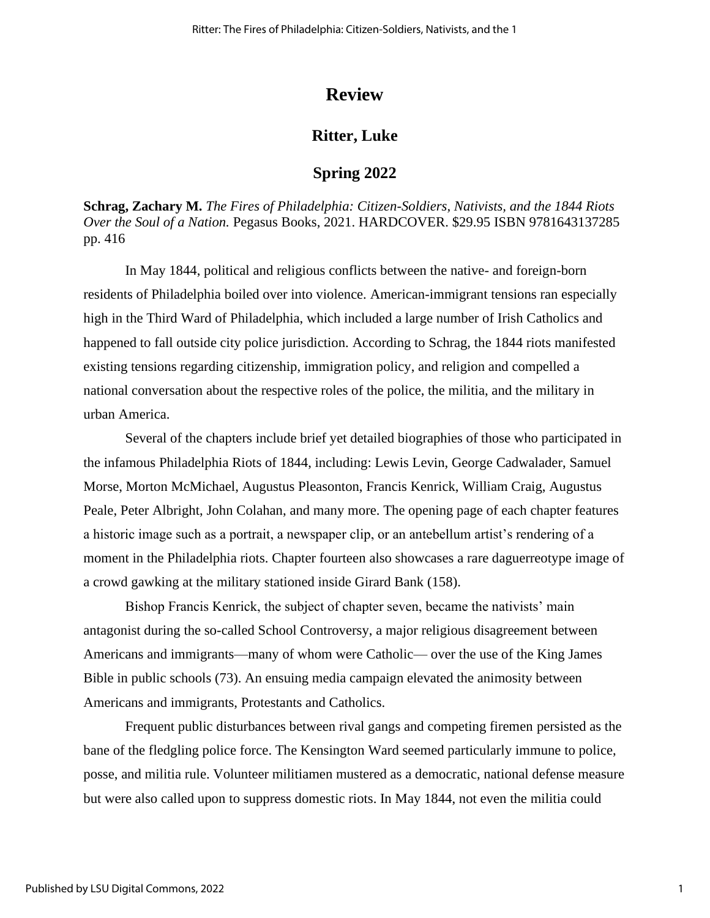# Review

## Ritter, Luke

## Spring 2022

**Schrag, Zachary M.** *The Fires of Philadelphia: Citizen-Soldiers, Nativists, and the 1844 Riots Over the Soul of a Nation.* Pegasus Books, 2021. HARDCOVER. $29.95 ISBN 9781643137285 pp. 416

In May 1844, political and religious conflicts between the native- and foreign-born residents of Philadelphia boiled over into violence. American-immigrant tensions ran especially high in the Third Ward of Philadelphia, which included a large number of Irish Catholics and happened to fall outside city police jurisdiction. According to Schrag, the 1844 riots manifested existing tensions regarding citizenship, immigration policy, and religion and compelled a national conversation about the respective roles of the police, the militia, and the military in urban America.

Several of the chapters include brief yet detailed biographies of those who participated in the infamous Philadelphia Riots of 1844, including: Lewis Levin, George Cadwalader, Samuel Morse, Morton McMichael, Augustus Pleasonton, Francis Kenrick, William Craig, Augustus Peale, Peter Albright, John Colahan, and many more. The opening page of each chapter features a historic image such as a portrait, a newspaper clip, or an antebellum artist's rendering of a moment in the Philadelphia riots. Chapter fourteen also showcases a rare daguerreotype image of a crowd gawking at the military stationed inside Girard Bank (158).

Bishop Francis Kenrick, the subject of chapter seven, became the nativists' main antagonist during the so-called School Controversy, a major religious disagreement between Americans and immigrants—many of whom were Catholic— over the use of the King James Bible in public schools (73). An ensuing media campaign elevated the animosity between Americans and immigrants, Protestants and Catholics.

Frequent public disturbances between rival gangs and competing firemen persisted as the bane of the fledgling police force. The Kensington Ward seemed particularly immune to police, posse, and militia rule. Volunteer militiamen mustered as a democratic, national defense measure but were also called upon to suppress domestic riots. In May 1844, not even the militia could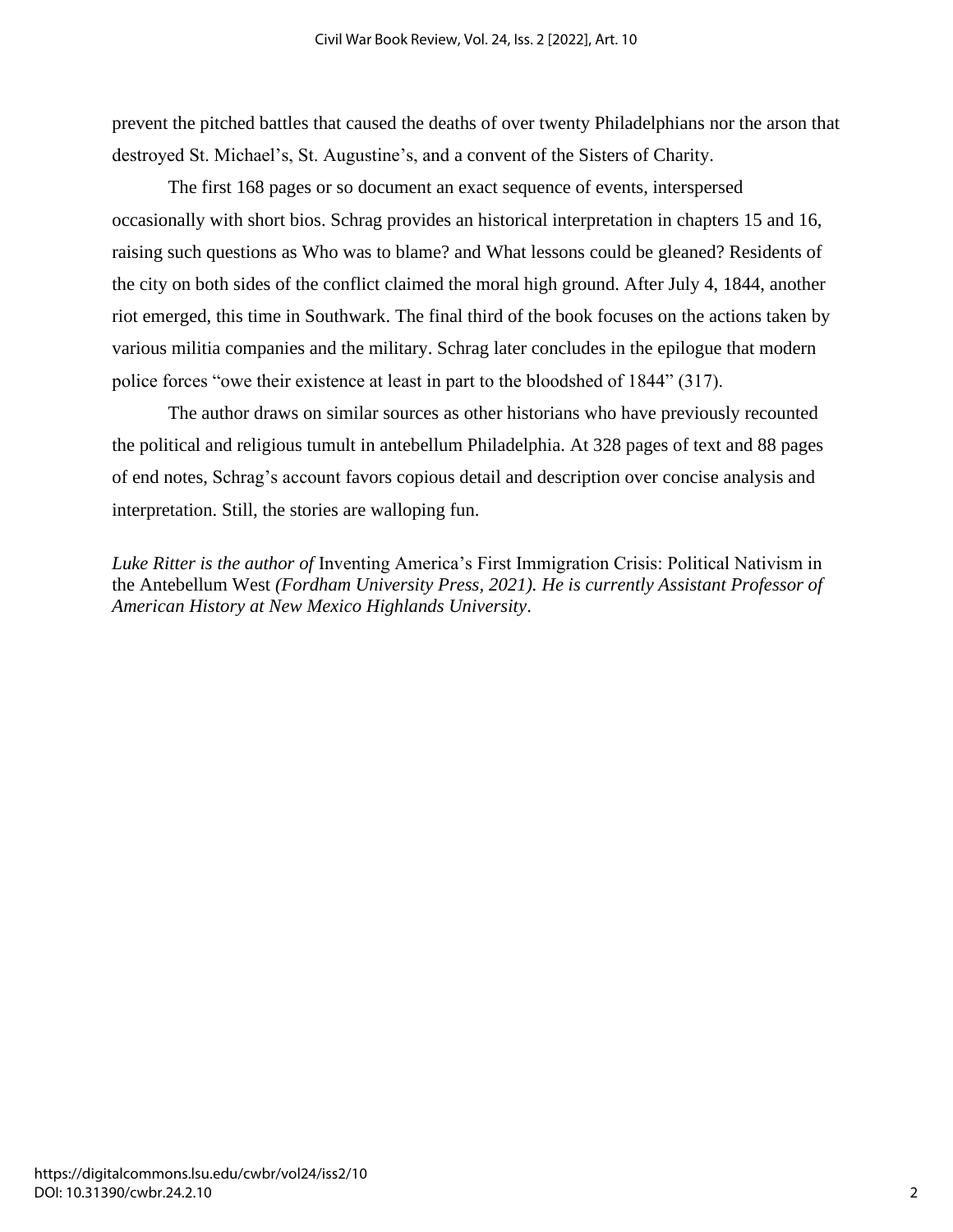prevent the pitched battles that caused the deaths of over twenty Philadelphians nor the arson that destroyed St. Michael's, St. Augustine's, and a convent of the Sisters of Charity.

The first 168 pages or so document an exact sequence of events, interspersed occasionally with short bios. Schrag provides an historical interpretation in chapters 15 and 16, raising such questions as Who was to blame? and What lessons could be gleaned? Residents of the city on both sides of the conflict claimed the moral high ground. After July 4, 1844, another riot emerged, this time in Southwark. The final third of the book focuses on the actions taken by various militia companies and the military. Schrag later concludes in the epilogue that modern police forces "owe their existence at least in part to the bloodshed of 1844" (317).

The author draws on similar sources as other historians who have previously recounted the political and religious tumult in antebellum Philadelphia. At 328 pages of text and 88 pages of end notes, Schrag's account favors copious detail and description over concise analysis and interpretation. Still, the stories are walloping fun.

*Luke Ritter is the author of* Inventing America's First Immigration Crisis: Political Nativism in the Antebellum West *(Fordham University Press, 2021). He is currently Assistant Professor of American History at New Mexico Highlands University*.